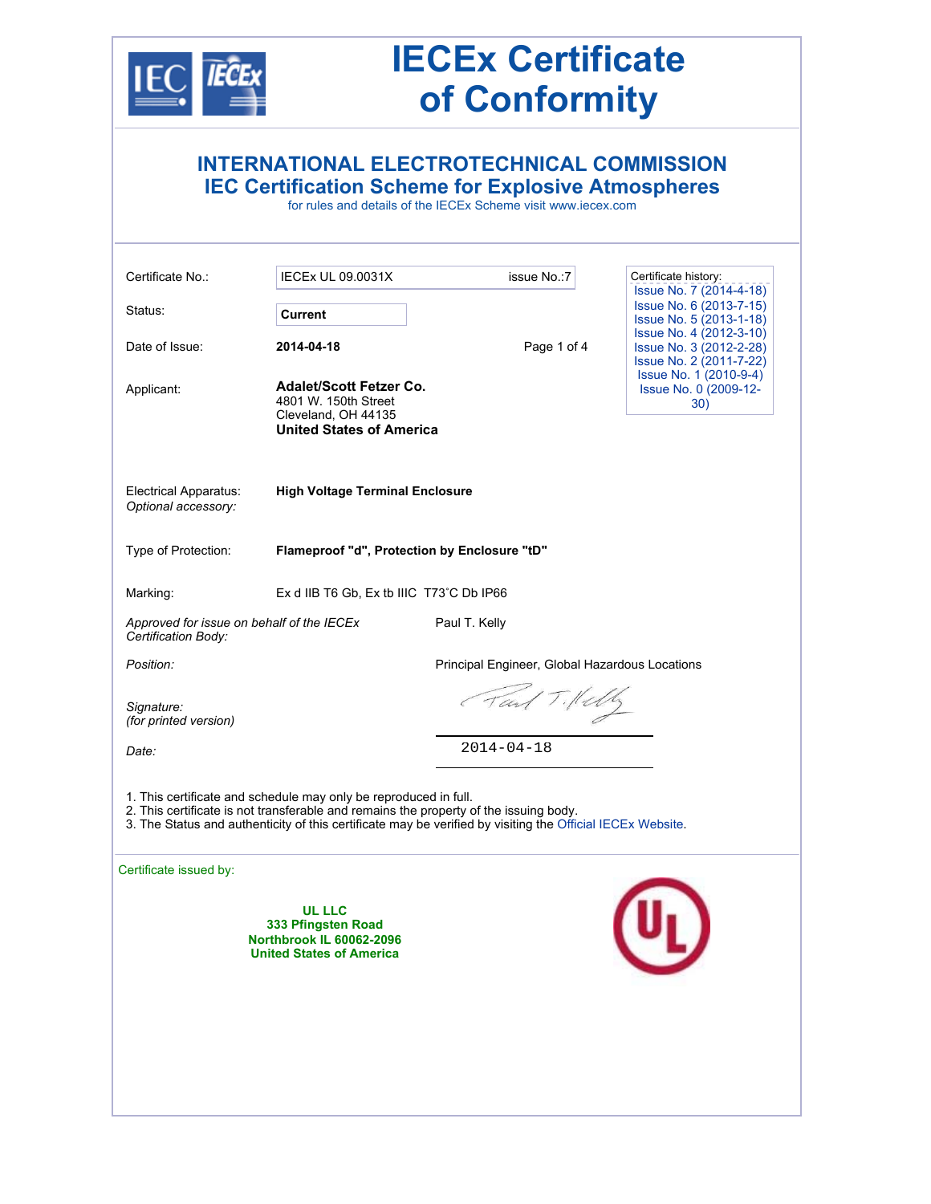# IECEx Certificate of Conformity

## INTERNATIONAL ELECTROTECHNICAL COMMISSION
## IEC Certification Scheme for Explosive Atmospheres

for rules and details of the IECEx Scheme visit www.iecex.com

| | | |
|---|---|---|
| Certificate No.: | IECEx UL 09.0031X | issue No.:7 |
| Status: | **Current** | |
| Date of Issue: | **2014-04-18** | |

Certificate history:
- Issue No. 7 (2014-4-18)
- Issue No. 6 (2013-7-15)
- Issue No. 5 (2013-1-18)
- Issue No. 4 (2012-3-10)
- Issue No. 3 (2012-2-28)
- Issue No. 2 (2011-7-22)
- Issue No. 1 (2010-9-4)
- Issue No. 0 (2009-12-30)

Applicant: **Adalet/Scott Fetzer Co.**
4801 W. 150th Street
Cleveland, OH 44135
**United States of America**

Electrical Apparatus: **High Voltage Terminal Enclosure**
*Optional accessory:*

Type of Protection: **Flameproof "d", Protection by Enclosure "tD"**

Marking: Ex d IIB T6 Gb, Ex tb IIIC T73˚C Db IP66

*Approved for issue on behalf of the IECEx Certification Body:* Paul T. Kelly

*Position:* Principal Engineer, Global Hazardous Locations

*Signature:*
*(for printed version)*

*Date:* 2014-04-18

1. This certificate and schedule may only be reproduced in full.
2. This certificate is not transferable and remains the property of the issuing body.
3. The Status and authenticity of this certificate may be verified by visiting the Official IECEx Website.

Certificate issued by:

**UL LLC**
**333 Pfingsten Road**
**Northbrook IL 60062-2096**
**United States of America**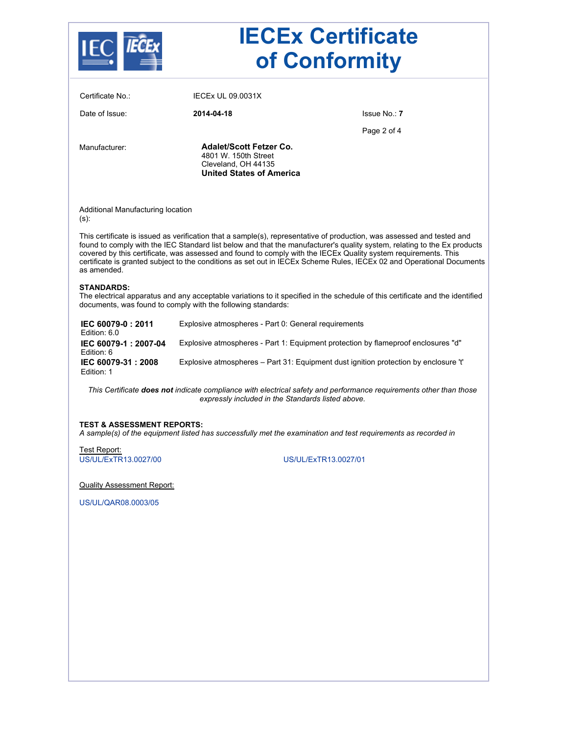# IECEx Certificate of Conformity

| | | |
|---|---|---|
| Certificate No.: | IECEx UL 09.0031X | |
| Date of Issue: | **2014-04-18** | Issue No.: **7** |

Manufacturer:

**Adalet/Scott Fetzer Co.**
4801 W. 150th Street
Cleveland, OH 44135
**United States of America**

Additional Manufacturing location (s):

This certificate is issued as verification that a sample(s), representative of production, was assessed and tested and found to comply with the IEC Standard list below and that the manufacturer's quality system, relating to the Ex products covered by this certificate, was assessed and found to comply with the IECEx Quality system requirements. This certificate is granted subject to the conditions as set out in IECEx Scheme Rules, IECEx 02 and Operational Documents as amended.

**STANDARDS:**
The electrical apparatus and any acceptable variations to it specified in the schedule of this certificate and the identified documents, was found to comply with the following standards:

| Standard | Title |
|---|---|
| **IEC 60079-0 : 2011** Edition: 6.0 | Explosive atmospheres - Part 0: General requirements |
| **IEC 60079-1 : 2007-04** Edition: 6 | Explosive atmospheres - Part 1: Equipment protection by flameproof enclosures "d" |
| **IEC 60079-31 : 2008** Edition: 1 | Explosive atmospheres – Part 31: Equipment dust ignition protection by enclosure 't' |

*This Certificate **does not** indicate compliance with electrical safety and performance requirements other than those expressly included in the Standards listed above.*

**TEST & ASSESSMENT REPORTS:**
*A sample(s) of the equipment listed has successfully met the examination and test requirements as recorded in*

Test Report:

US/UL/ExTR13.0027/00

US/UL/ExTR13.0027/01

Quality Assessment Report:

US/UL/QAR08.0003/05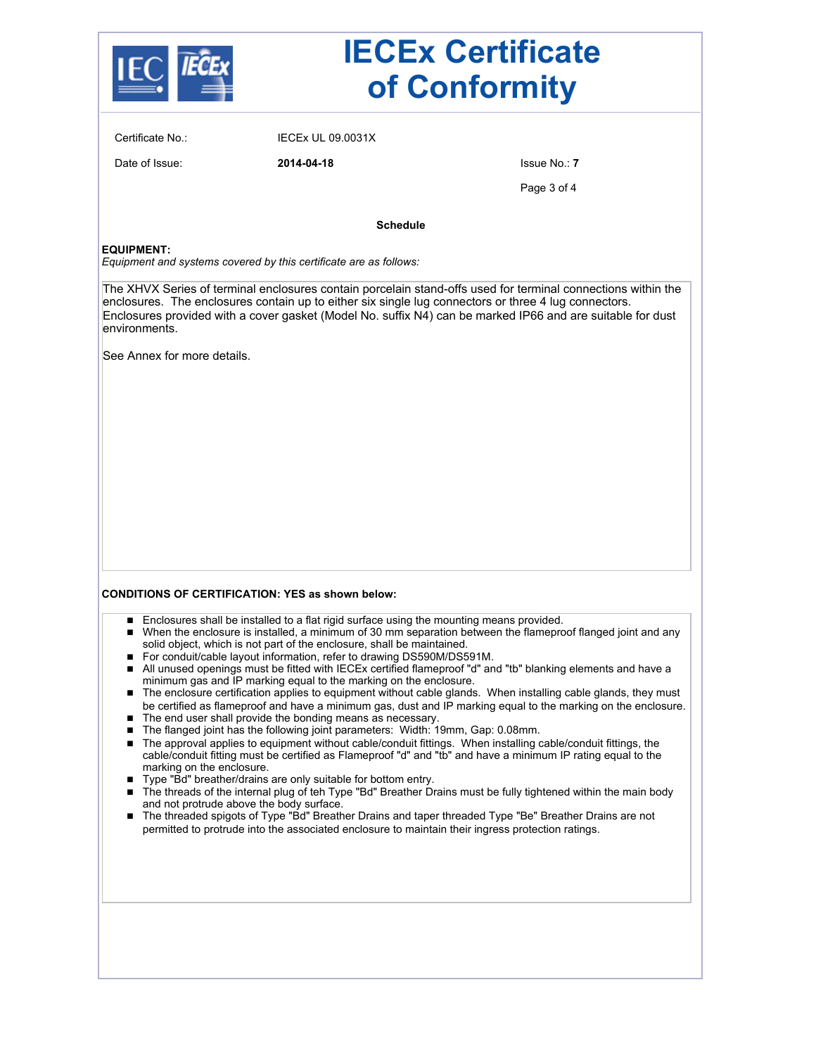# IECEx Certificate of Conformity

Certificate No.: IECEx UL 09.0031X

Date of Issue: **2014-04-18**

Issue No.: **7**

**Schedule**

**EQUIPMENT:**

*Equipment and systems covered by this certificate are as follows:*

The XHVX Series of terminal enclosures contain porcelain stand-offs used for terminal connections within the enclosures. The enclosures contain up to either six single lug connectors or three 4 lug connectors. Enclosures provided with a cover gasket (Model No. suffix N4) can be marked IP66 and are suitable for dust environments.

See Annex for more details.

**CONDITIONS OF CERTIFICATION: YES as shown below:**

- Enclosures shall be installed to a flat rigid surface using the mounting means provided.
- When the enclosure is installed, a minimum of 30 mm separation between the flameproof flanged joint and any solid object, which is not part of the enclosure, shall be maintained.
- For conduit/cable layout information, refer to drawing DS590M/DS591M.
- All unused openings must be fitted with IECEx certified flameproof "d" and "tb" blanking elements and have a minimum gas and IP marking equal to the marking on the enclosure.
- The enclosure certification applies to equipment without cable glands. When installing cable glands, they must be certified as flameproof and have a minimum gas, dust and IP marking equal to the marking on the enclosure.
- The end user shall provide the bonding means as necessary.
- The flanged joint has the following joint parameters: Width: 19mm, Gap: 0.08mm.
- The approval applies to equipment without cable/conduit fittings. When installing cable/conduit fittings, the cable/conduit fitting must be certified as Flameproof "d" and "tb" and have a minimum IP rating equal to the marking on the enclosure.
- Type "Bd" breather/drains are only suitable for bottom entry.
- The threads of the internal plug of teh Type "Bd" Breather Drains must be fully tightened within the main body and not protrude above the body surface.
- The threaded spigots of Type "Bd" Breather Drains and taper threaded Type "Be" Breather Drains are not permitted to protrude into the associated enclosure to maintain their ingress protection ratings.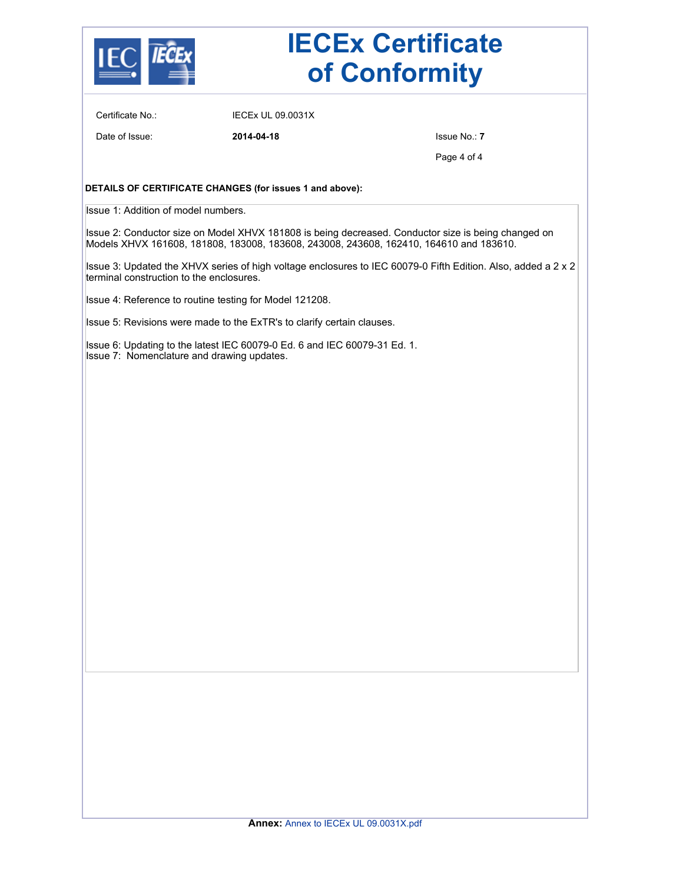# IECEx Certificate of Conformity

Certificate No.: IECEx UL 09.0031X

Date of Issue: **2014-04-18**

Issue No.: **7**

**DETAILS OF CERTIFICATE CHANGES (for issues 1 and above):**

Issue 1: Addition of model numbers.

Issue 2: Conductor size on Model XHVX 181808 is being decreased. Conductor size is being changed on Models XHVX 161608, 181808, 183008, 183608, 243008, 243608, 162410, 164610 and 183610.

Issue 3: Updated the XHVX series of high voltage enclosures to IEC 60079-0 Fifth Edition. Also, added a 2 x 2 terminal construction to the enclosures.

Issue 4: Reference to routine testing for Model 121208.

Issue 5: Revisions were made to the ExTR's to clarify certain clauses.

Issue 6: Updating to the latest IEC 60079-0 Ed. 6 and IEC 60079-31 Ed. 1.
Issue 7: Nomenclature and drawing updates.

**Annex:** Annex to IECEx UL 09.0031X.pdf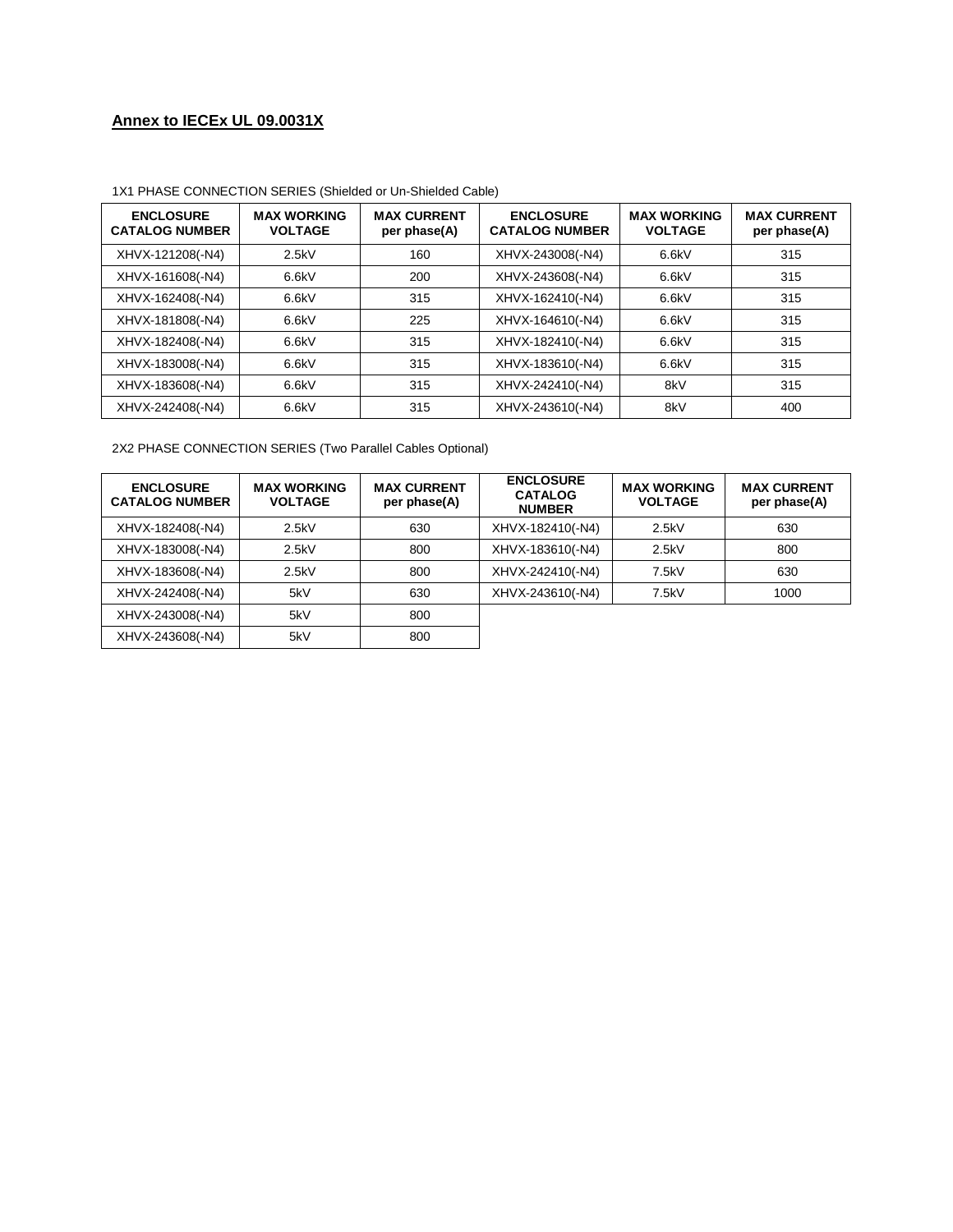**Annex to IECEx UL 09.0031X**

1X1 PHASE CONNECTION SERIES (Shielded or Un-Shielded Cable)

| ENCLOSURE CATALOG NUMBER | MAX WORKING VOLTAGE | MAX CURRENT per phase(A) | ENCLOSURE CATALOG NUMBER | MAX WORKING VOLTAGE | MAX CURRENT per phase(A) |
|---|---|---|---|---|---|
| XHVX-121208(-N4) | 2.5kV | 160 | XHVX-243008(-N4) | 6.6kV | 315 |
| XHVX-161608(-N4) | 6.6kV | 200 | XHVX-243608(-N4) | 6.6kV | 315 |
| XHVX-162408(-N4) | 6.6kV | 315 | XHVX-162410(-N4) | 6.6kV | 315 |
| XHVX-181808(-N4) | 6.6kV | 225 | XHVX-164610(-N4) | 6.6kV | 315 |
| XHVX-182408(-N4) | 6.6kV | 315 | XHVX-182410(-N4) | 6.6kV | 315 |
| XHVX-183008(-N4) | 6.6kV | 315 | XHVX-183610(-N4) | 6.6kV | 315 |
| XHVX-183608(-N4) | 6.6kV | 315 | XHVX-242410(-N4) | 8kV | 315 |
| XHVX-242408(-N4) | 6.6kV | 315 | XHVX-243610(-N4) | 8kV | 400 |

2X2 PHASE CONNECTION SERIES (Two Parallel Cables Optional)

| ENCLOSURE CATALOG NUMBER | MAX WORKING VOLTAGE | MAX CURRENT per phase(A) | ENCLOSURE CATALOG NUMBER | MAX WORKING VOLTAGE | MAX CURRENT per phase(A) |
|---|---|---|---|---|---|
| XHVX-182408(-N4) | 2.5kV | 630 | XHVX-182410(-N4) | 2.5kV | 630 |
| XHVX-183008(-N4) | 2.5kV | 800 | XHVX-183610(-N4) | 2.5kV | 800 |
| XHVX-183608(-N4) | 2.5kV | 800 | XHVX-242410(-N4) | 7.5kV | 630 |
| XHVX-242408(-N4) | 5kV | 630 | XHVX-243610(-N4) | 7.5kV | 1000 |
| XHVX-243008(-N4) | 5kV | 800 | | | |
| XHVX-243608(-N4) | 5kV | 800 | | | |